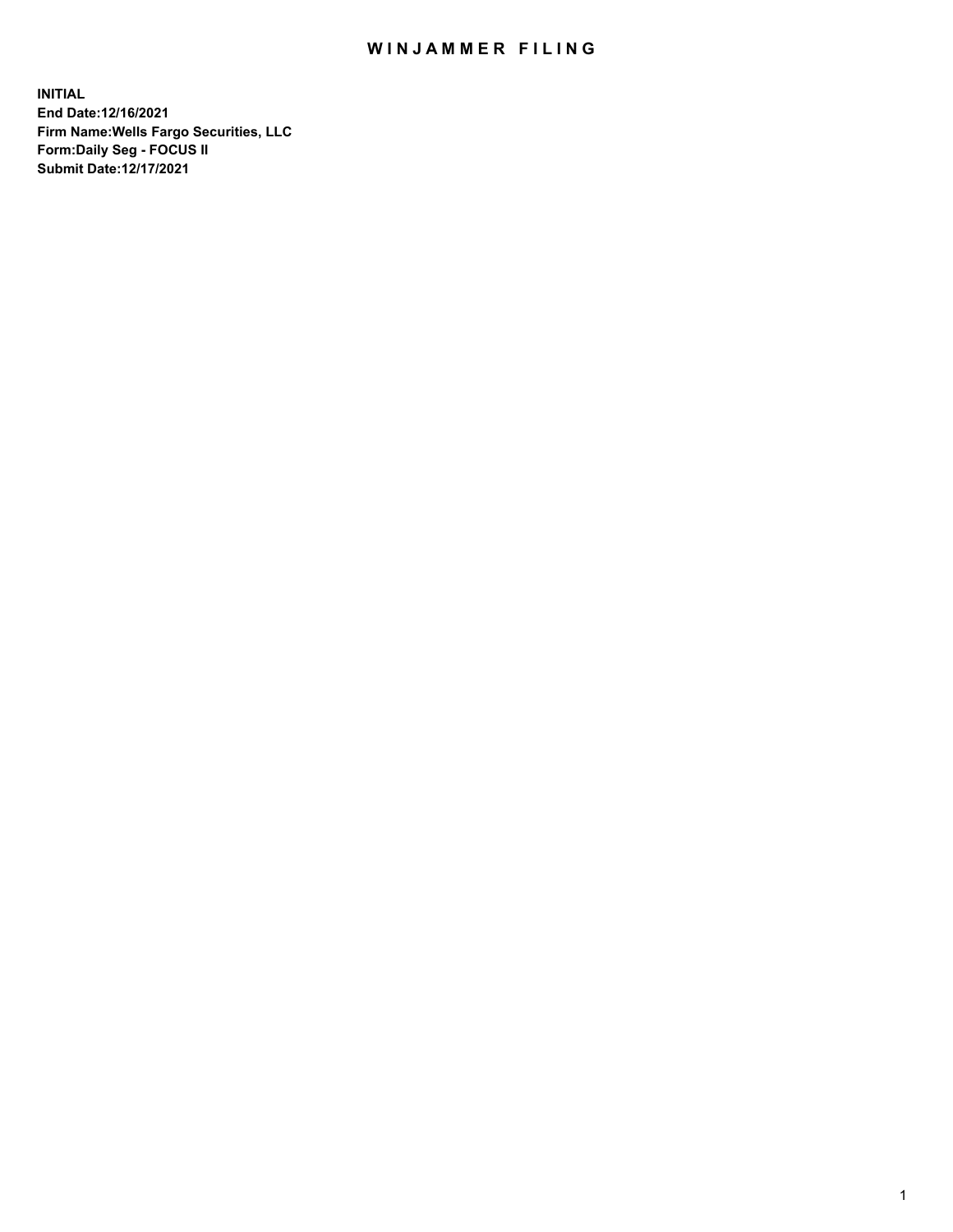# WINJAMMER FILING

**INITIAL**
**End Date:12/16/2021**
**Firm Name:Wells Fargo Securities, LLC**
**Form:Daily Seg - FOCUS II**
**Submit Date:12/17/2021**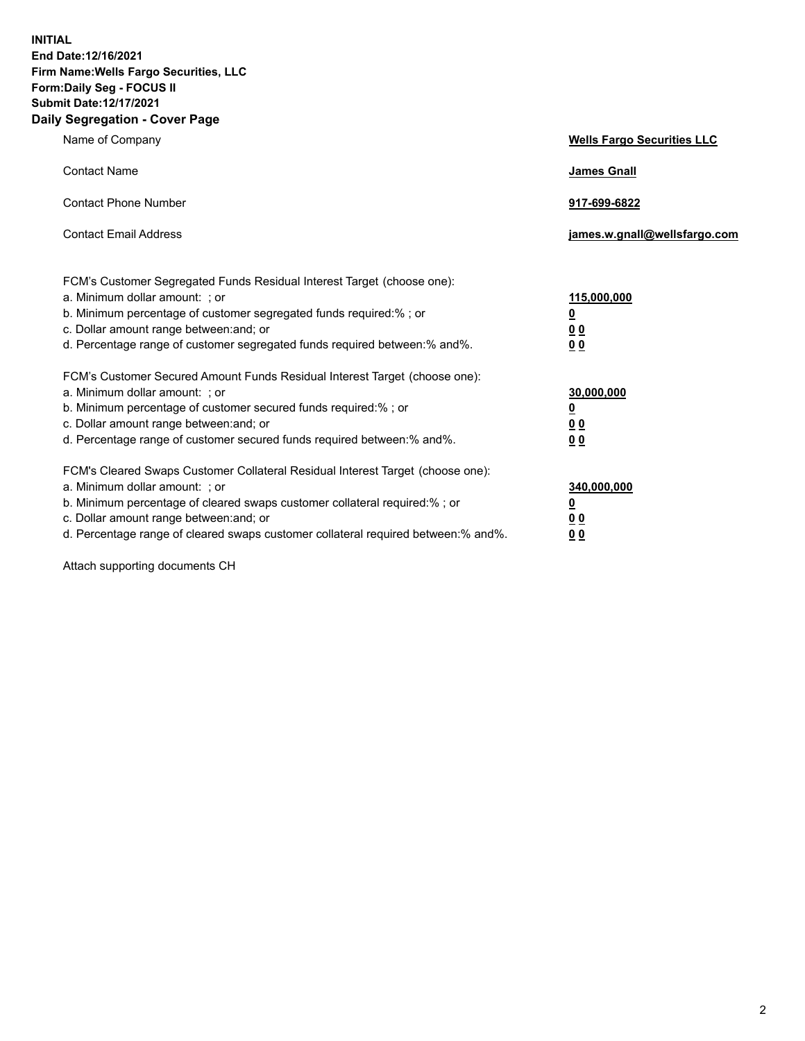**INITIAL**
**End Date:12/16/2021**
**Firm Name:Wells Fargo Securities, LLC**
**Form:Daily Seg - FOCUS II**
**Submit Date:12/17/2021**

## Daily Segregation - Cover Page

| | |
|---|---|
| Name of Company | **Wells Fargo Securities LLC** |
| Contact Name | **James Gnall** |
| Contact Phone Number | **917-699-6822** |
| Contact Email Address | **james.w.gnall@wellsfargo.com** |

| | |
|---|---|
| FCM's Customer Segregated Funds Residual Interest Target (choose one): | |
| a. Minimum dollar amount: ; or | **115,000,000** |
| b. Minimum percentage of customer segregated funds required:% ; or | **0** |
| c. Dollar amount range between:and; or | **0 0** |
| d. Percentage range of customer segregated funds required between:% and%. | **0 0** |
| FCM's Customer Secured Amount Funds Residual Interest Target (choose one): | |
| a. Minimum dollar amount: ; or | **30,000,000** |
| b. Minimum percentage of customer secured funds required:% ; or | **0** |
| c. Dollar amount range between:and; or | **0 0** |
| d. Percentage range of customer secured funds required between:% and%. | **0 0** |
| FCM's Cleared Swaps Customer Collateral Residual Interest Target (choose one): | |
| a. Minimum dollar amount: ; or | **340,000,000** |
| b. Minimum percentage of cleared swaps customer collateral required:% ; or | **0** |
| c. Dollar amount range between:and; or | **0 0** |
| d. Percentage range of cleared swaps customer collateral required between:% and%. | **0 0** |

Attach supporting documents CH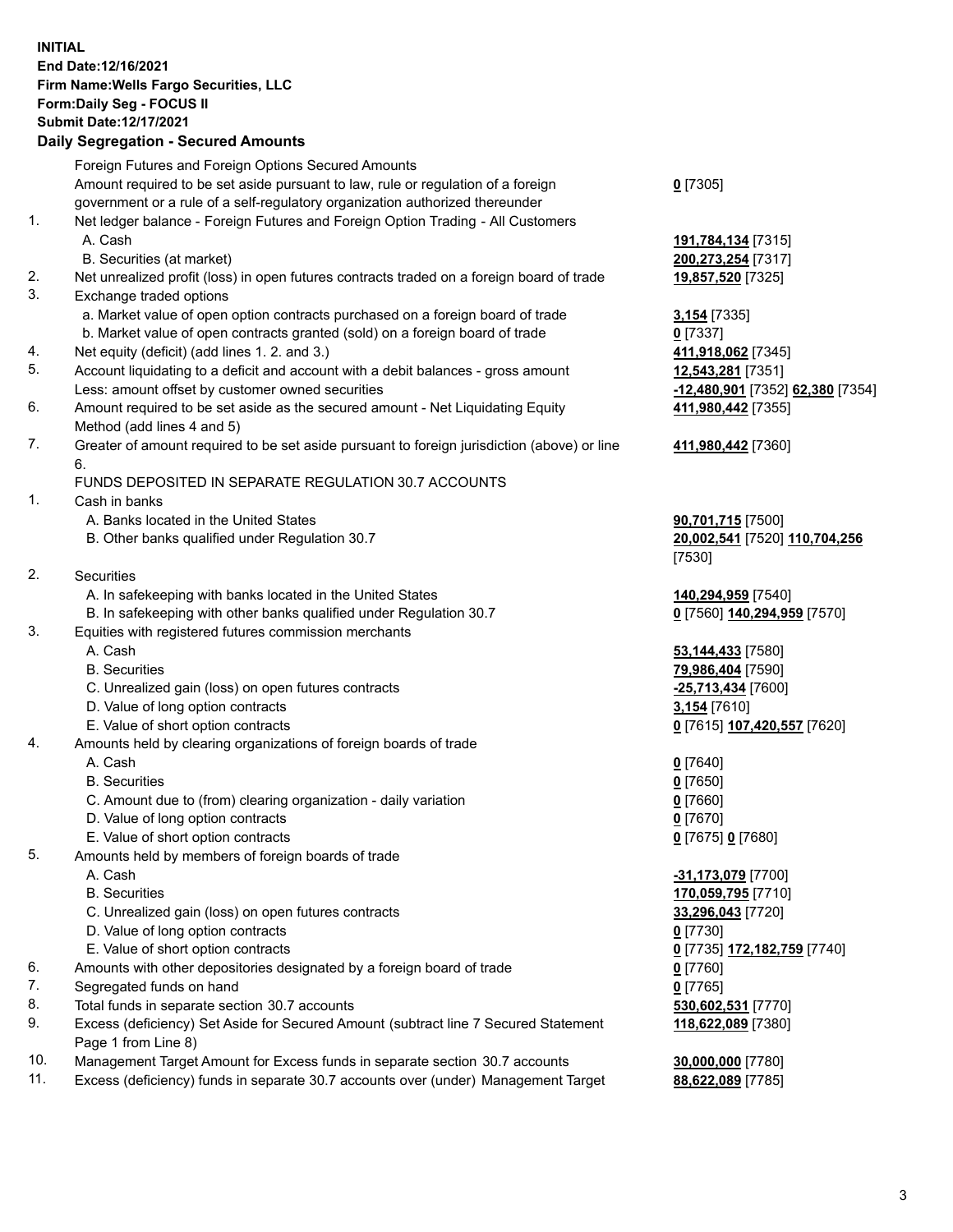**INITIAL**
**End Date:12/16/2021**
**Firm Name:Wells Fargo Securities, LLC**
**Form:Daily Seg - FOCUS II**
**Submit Date:12/17/2021**

## Daily Segregation - Secured Amounts

| | | |
|---|---|---|
| | Foreign Futures and Foreign Options Secured Amounts | |
| | Amount required to be set aside pursuant to law, rule or regulation of a foreign government or a rule of a self-regulatory organization authorized thereunder | **0** [7305] |
| 1. | Net ledger balance - Foreign Futures and Foreign Option Trading - All Customers | |
| | A. Cash | **191,784,134** [7315] |
| | B. Securities (at market) | **200,273,254** [7317] |
| 2. | Net unrealized profit (loss) in open futures contracts traded on a foreign board of trade | **19,857,520** [7325] |
| 3. | Exchange traded options | |
| | a. Market value of open option contracts purchased on a foreign board of trade | **3,154** [7335] |
| | b. Market value of open contracts granted (sold) on a foreign board of trade | **0** [7337] |
| 4. | Net equity (deficit) (add lines 1. 2. and 3.) | **411,918,062** [7345] |
| 5. | Account liquidating to a deficit and account with a debit balances - gross amount | **12,543,281** [7351] |
| | Less: amount offset by customer owned securities | **-12,480,901** [7352] **62,380** [7354] |
| 6. | Amount required to be set aside as the secured amount - Net Liquidating Equity Method (add lines 4 and 5) | **411,980,442** [7355] |
| 7. | Greater of amount required to be set aside pursuant to foreign jurisdiction (above) or line 6. | **411,980,442** [7360] |
| | FUNDS DEPOSITED IN SEPARATE REGULATION 30.7 ACCOUNTS | |
| 1. | Cash in banks | |
| | A. Banks located in the United States | **90,701,715** [7500] |
| | B. Other banks qualified under Regulation 30.7 | **20,002,541** [7520] **110,704,256** [7530] |
| 2. | Securities | |
| | A. In safekeeping with banks located in the United States | **140,294,959** [7540] |
| | B. In safekeeping with other banks qualified under Regulation 30.7 | **0** [7560] **140,294,959** [7570] |
| 3. | Equities with registered futures commission merchants | |
| | A. Cash | **53,144,433** [7580] |
| | B. Securities | **79,986,404** [7590] |
| | C. Unrealized gain (loss) on open futures contracts | **-25,713,434** [7600] |
| | D. Value of long option contracts | **3,154** [7610] |
| | E. Value of short option contracts | **0** [7615] **107,420,557** [7620] |
| 4. | Amounts held by clearing organizations of foreign boards of trade | |
| | A. Cash | **0** [7640] |
| | B. Securities | **0** [7650] |
| | C. Amount due to (from) clearing organization - daily variation | **0** [7660] |
| | D. Value of long option contracts | **0** [7670] |
| | E. Value of short option contracts | **0** [7675] **0** [7680] |
| 5. | Amounts held by members of foreign boards of trade | |
| | A. Cash | **-31,173,079** [7700] |
| | B. Securities | **170,059,795** [7710] |
| | C. Unrealized gain (loss) on open futures contracts | **33,296,043** [7720] |
| | D. Value of long option contracts | **0** [7730] |
| | E. Value of short option contracts | **0** [7735] **172,182,759** [7740] |
| 6. | Amounts with other depositories designated by a foreign board of trade | **0** [7760] |
| 7. | Segregated funds on hand | **0** [7765] |
| 8. | Total funds in separate section 30.7 accounts | **530,602,531** [7770] |
| 9. | Excess (deficiency) Set Aside for Secured Amount (subtract line 7 Secured Statement Page 1 from Line 8) | **118,622,089** [7380] |
| 10. | Management Target Amount for Excess funds in separate section 30.7 accounts | **30,000,000** [7780] |
| 11. | Excess (deficiency) funds in separate 30.7 accounts over (under) Management Target | **88,622,089** [7785] |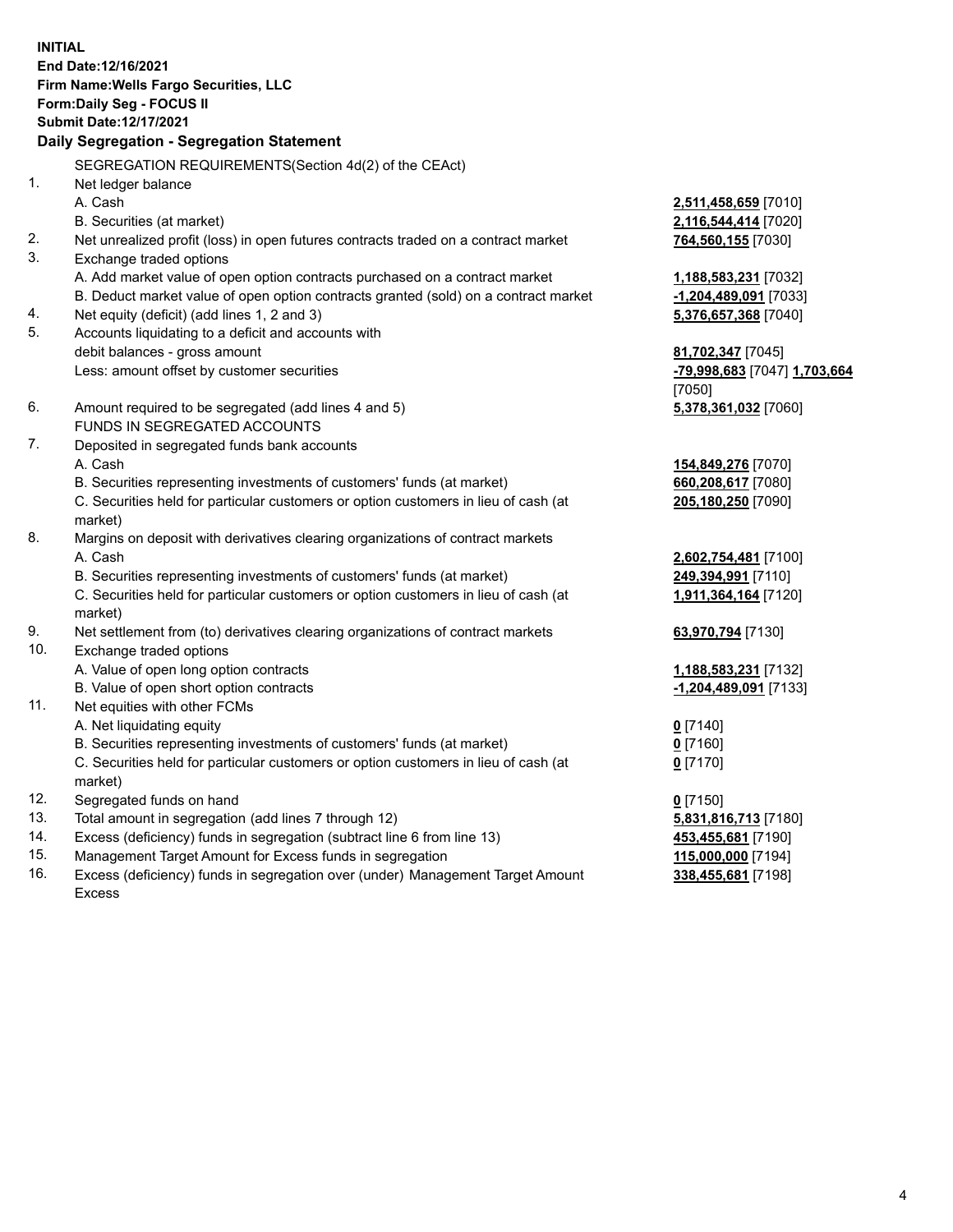**INITIAL**
**End Date:12/16/2021**
**Firm Name:Wells Fargo Securities, LLC**
**Form:Daily Seg - FOCUS II**
**Submit Date:12/17/2021**

## Daily Segregation - Segregation Statement

SEGREGATION REQUIREMENTS(Section 4d(2) of the CEAct)

| | | |
|---|---|---|
| 1. | Net ledger balance | |
| | A. Cash | **2,511,458,659** [7010] |
| | B. Securities (at market) | **2,116,544,414** [7020] |
| 2. | Net unrealized profit (loss) in open futures contracts traded on a contract market | **764,560,155** [7030] |
| 3. | Exchange traded options | |
| | A. Add market value of open option contracts purchased on a contract market | **1,188,583,231** [7032] |
| | B. Deduct market value of open option contracts granted (sold) on a contract market | **-1,204,489,091** [7033] |
| 4. | Net equity (deficit) (add lines 1, 2 and 3) | **5,376,657,368** [7040] |
| 5. | Accounts liquidating to a deficit and accounts with debit balances - gross amount | **81,702,347** [7045] |
| | Less: amount offset by customer securities | **-79,998,683** [7047] **1,703,664** [7050] |
| 6. | Amount required to be segregated (add lines 4 and 5) | **5,378,361,032** [7060] |
| | FUNDS IN SEGREGATED ACCOUNTS | |
| 7. | Deposited in segregated funds bank accounts | |
| | A. Cash | **154,849,276** [7070] |
| | B. Securities representing investments of customers' funds (at market) | **660,208,617** [7080] |
| | C. Securities held for particular customers or option customers in lieu of cash (at market) | **205,180,250** [7090] |
| 8. | Margins on deposit with derivatives clearing organizations of contract markets | |
| | A. Cash | **2,602,754,481** [7100] |
| | B. Securities representing investments of customers' funds (at market) | **249,394,991** [7110] |
| | C. Securities held for particular customers or option customers in lieu of cash (at market) | **1,911,364,164** [7120] |
| 9. | Net settlement from (to) derivatives clearing organizations of contract markets | **63,970,794** [7130] |
| 10. | Exchange traded options | |
| | A. Value of open long option contracts | **1,188,583,231** [7132] |
| | B. Value of open short option contracts | **-1,204,489,091** [7133] |
| 11. | Net equities with other FCMs | |
| | A. Net liquidating equity | **0** [7140] |
| | B. Securities representing investments of customers' funds (at market) | **0** [7160] |
| | C. Securities held for particular customers or option customers in lieu of cash (at market) | **0** [7170] |
| 12. | Segregated funds on hand | **0** [7150] |
| 13. | Total amount in segregation (add lines 7 through 12) | **5,831,816,713** [7180] |
| 14. | Excess (deficiency) funds in segregation (subtract line 6 from line 13) | **453,455,681** [7190] |
| 15. | Management Target Amount for Excess funds in segregation | **115,000,000** [7194] |
| 16. | Excess (deficiency) funds in segregation over (under) Management Target Amount Excess | **338,455,681** [7198] |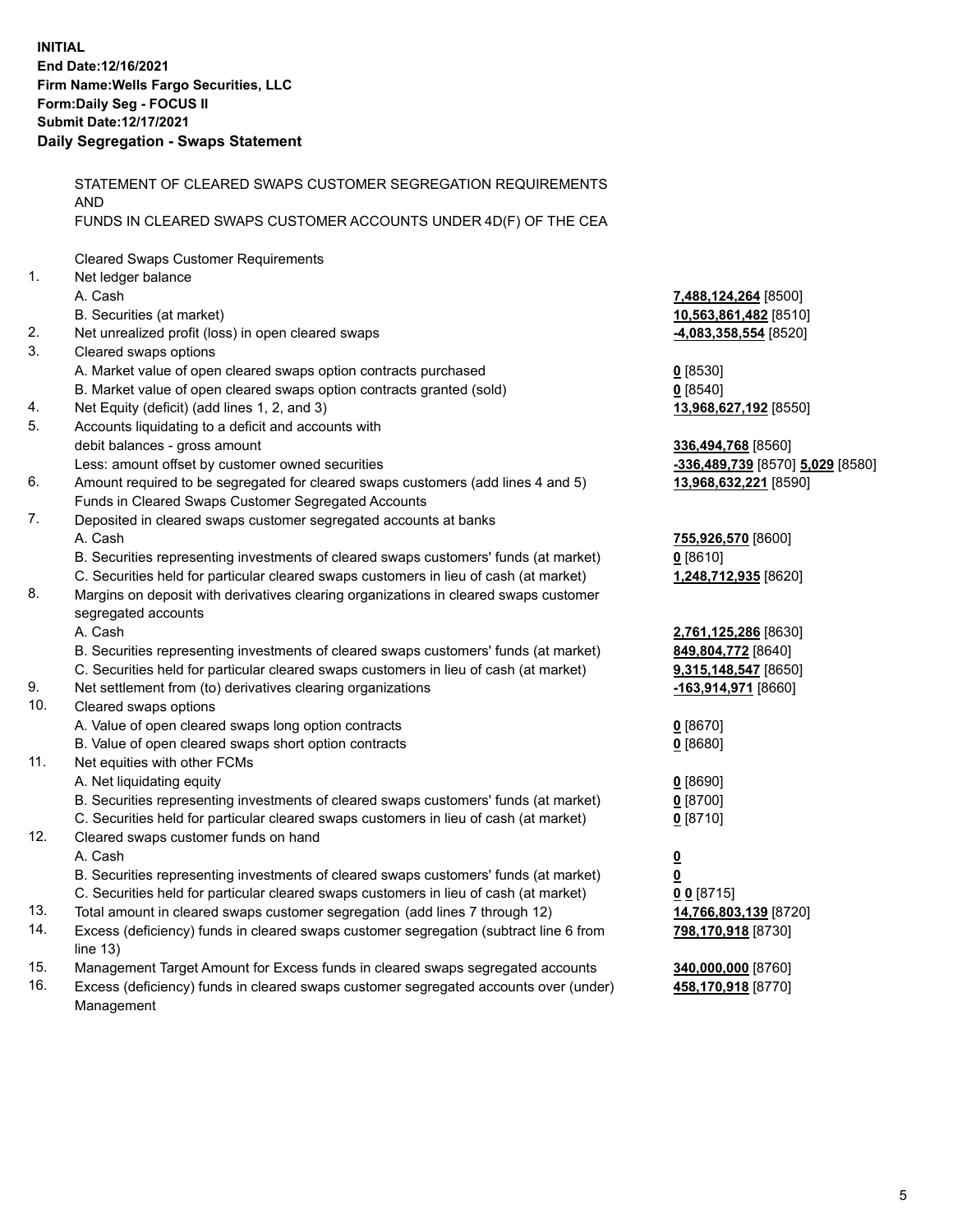**INITIAL**
**End Date:12/16/2021**
**Firm Name:Wells Fargo Securities, LLC**
**Form:Daily Seg - FOCUS II**
**Submit Date:12/17/2021**
**Daily Segregation - Swaps Statement**

STATEMENT OF CLEARED SWAPS CUSTOMER SEGREGATION REQUIREMENTS AND FUNDS IN CLEARED SWAPS CUSTOMER ACCOUNTS UNDER 4D(F) OF THE CEA

| | | |
|---|---|---|
| | Cleared Swaps Customer Requirements | |
| 1. | Net ledger balance | |
| | A. Cash | **7,488,124,264** [8500] |
| | B. Securities (at market) | **10,563,861,482** [8510] |
| 2. | Net unrealized profit (loss) in open cleared swaps | **-4,083,358,554** [8520] |
| 3. | Cleared swaps options | |
| | A. Market value of open cleared swaps option contracts purchased | **0** [8530] |
| | B. Market value of open cleared swaps option contracts granted (sold) | **0** [8540] |
| 4. | Net Equity (deficit) (add lines 1, 2, and 3) | **13,968,627,192** [8550] |
| 5. | Accounts liquidating to a deficit and accounts with debit balances - gross amount | **336,494,768** [8560] |
| | Less: amount offset by customer owned securities | **-336,489,739** [8570] **5,029** [8580] |
| 6. | Amount required to be segregated for cleared swaps customers (add lines 4 and 5) | **13,968,632,221** [8590] |
| | Funds in Cleared Swaps Customer Segregated Accounts | |
| 7. | Deposited in cleared swaps customer segregated accounts at banks | |
| | A. Cash | **755,926,570** [8600] |
| | B. Securities representing investments of cleared swaps customers' funds (at market) | **0** [8610] |
| | C. Securities held for particular cleared swaps customers in lieu of cash (at market) | **1,248,712,935** [8620] |
| 8. | Margins on deposit with derivatives clearing organizations in cleared swaps customer segregated accounts | |
| | A. Cash | **2,761,125,286** [8630] |
| | B. Securities representing investments of cleared swaps customers' funds (at market) | **849,804,772** [8640] |
| | C. Securities held for particular cleared swaps customers in lieu of cash (at market) | **9,315,148,547** [8650] |
| 9. | Net settlement from (to) derivatives clearing organizations | **-163,914,971** [8660] |
| 10. | Cleared swaps options | |
| | A. Value of open cleared swaps long option contracts | **0** [8670] |
| | B. Value of open cleared swaps short option contracts | **0** [8680] |
| 11. | Net equities with other FCMs | |
| | A. Net liquidating equity | **0** [8690] |
| | B. Securities representing investments of cleared swaps customers' funds (at market) | **0** [8700] |
| | C. Securities held for particular cleared swaps customers in lieu of cash (at market) | **0** [8710] |
| 12. | Cleared swaps customer funds on hand | |
| | A. Cash | **0** |
| | B. Securities representing investments of cleared swaps customers' funds (at market) | **0** |
| | C. Securities held for particular cleared swaps customers in lieu of cash (at market) | **0** **0** [8715] |
| 13. | Total amount in cleared swaps customer segregation (add lines 7 through 12) | **14,766,803,139** [8720] |
| 14. | Excess (deficiency) funds in cleared swaps customer segregation (subtract line 6 from line 13) | **798,170,918** [8730] |
| 15. | Management Target Amount for Excess funds in cleared swaps segregated accounts | **340,000,000** [8760] |
| 16. | Excess (deficiency) funds in cleared swaps customer segregated accounts over (under) Management | **458,170,918** [8770] |